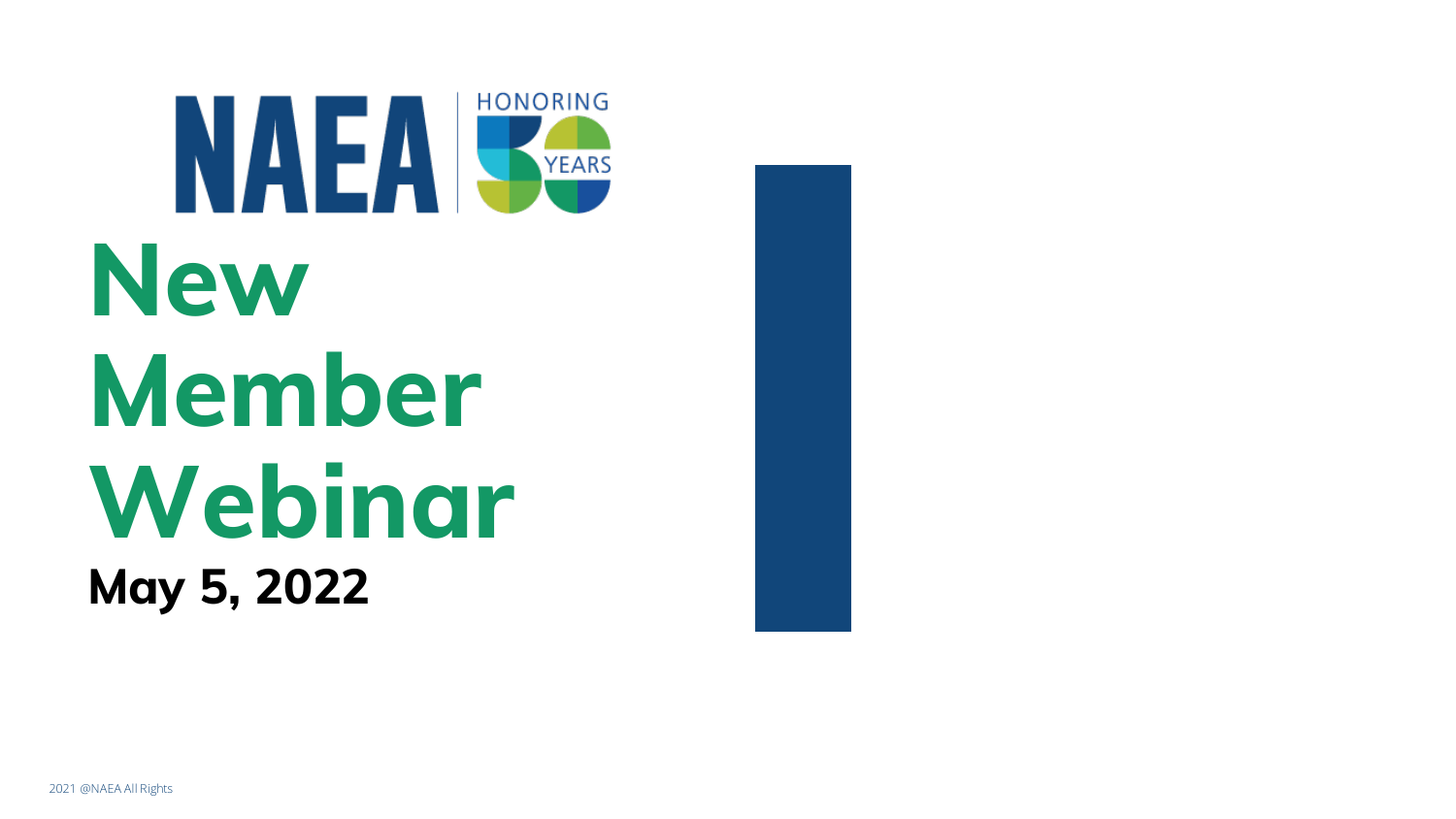NAEA | HONORING 50 YEARS

# New Member Webinar

**May 5, 2022**

2021 @NAEA All Rights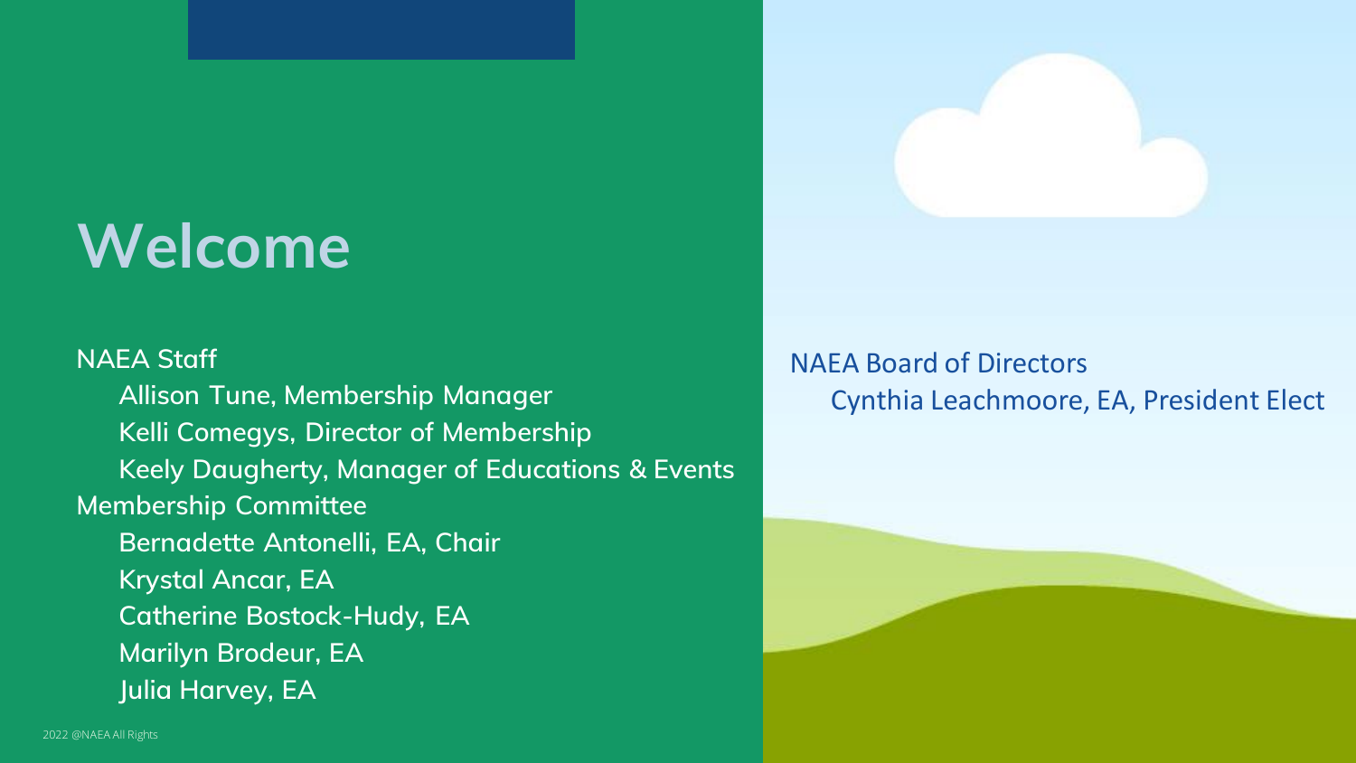# Welcome

NAEA Staff

- Allison Tune, Membership Manager
- Kelli Comegys, Director of Membership
- Keely Daugherty, Manager of Educations & Events

Membership Committee

- Bernadette Antonelli, EA, Chair
- Krystal Ancar, EA
- Catherine Bostock-Hudy, EA
- Marilyn Brodeur, EA
- Julia Harvey, EA

NAEA Board of Directors

- Cynthia Leachmoore, EA, President Elect

2022 @NAEA All Rights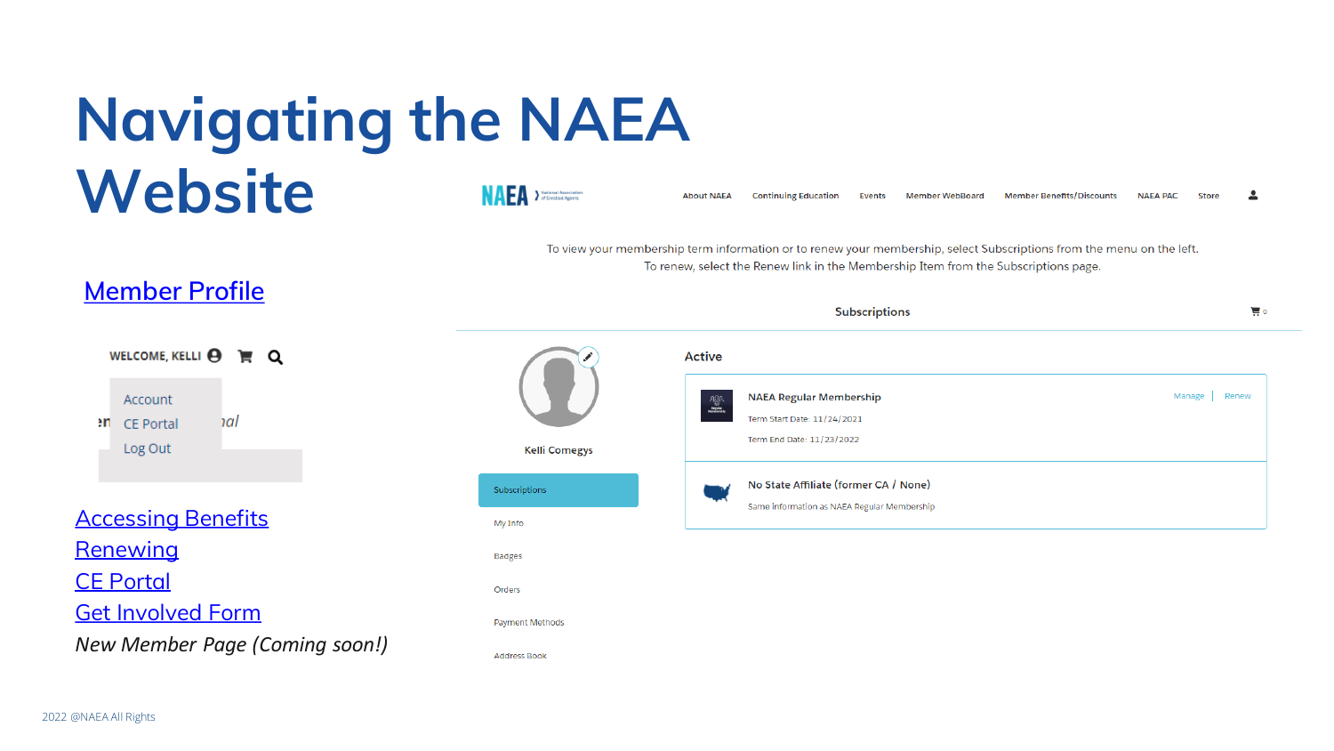# Navigating the NAEA Website

[Member Profile](#)

WELCOME, KELLI

- Account
- CE Portal
- Log Out

[Accessing Benefits](#)
[Renewing](#)
[CE Portal](#)
[Get Involved Form](#)
*New Member Page (Coming soon!)*

NAEA | About NAEA | Continuing Education | Events | Member WebBoard | Member Benefits/Discounts | NAEA PAC | Store

To view your membership term information or to renew your membership, select Subscriptions from the menu on the left.
To renew, select the Renew link in the Membership Item from the Subscriptions page.

Subscriptions

Kelli Comegys

- Subscriptions
- My Info
- Badges
- Orders
- Payment Methods
- Address Book

**Active**

NAEA Regular Membership — Manage | Renew
Term Start Date: 11/24/2021
Term End Date: 11/23/2022

No State Affiliate (former CA / None)
Same information as NAEA Regular Membership

2022 @NAEA All Rights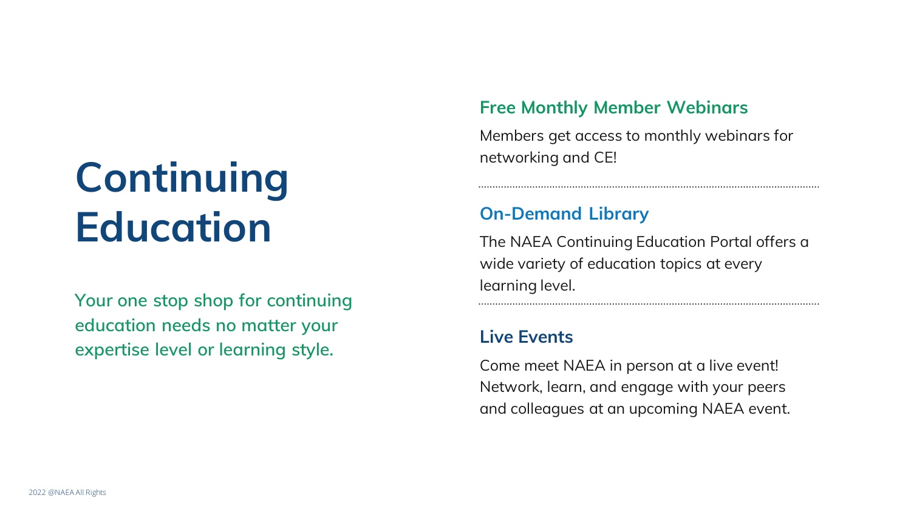# Continuing Education

**Your one stop shop for continuing education needs no matter your expertise level or learning style.**

## Free Monthly Member Webinars

Members get access to monthly webinars for networking and CE!

## On-Demand Library

The NAEA Continuing Education Portal offers a wide variety of education topics at every learning level.

## Live Events

Come meet NAEA in person at a live event! Network, learn, and engage with your peers and colleagues at an upcoming NAEA event.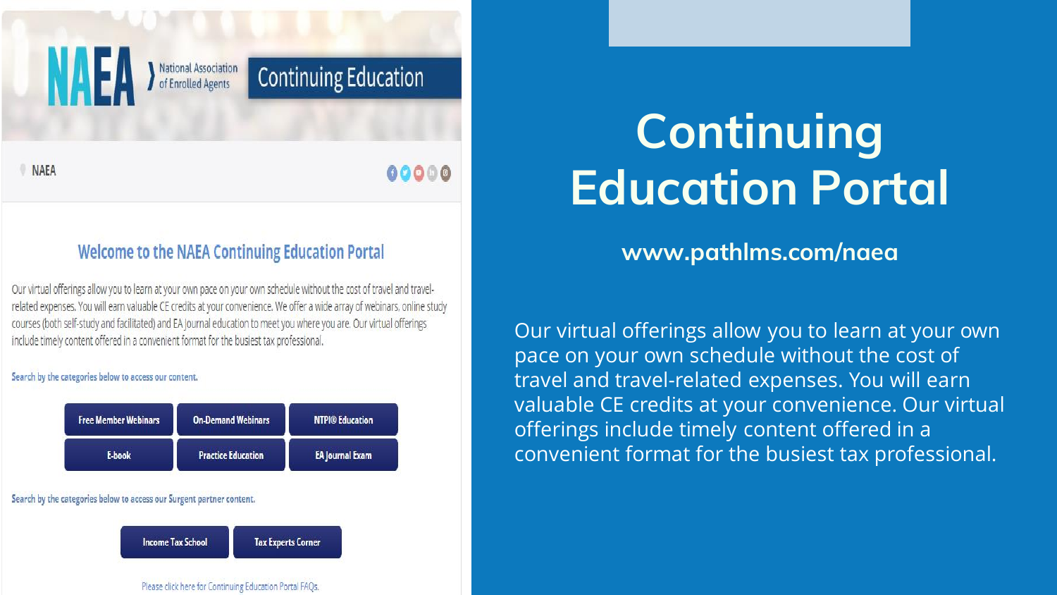NAEA — National Association of Enrolled Agents — Continuing Education

NAEA

## Welcome to the NAEA Continuing Education Portal

Our virtual offerings allow you to learn at your own pace on your own schedule without the cost of travel and travel-related expenses. You will earn valuable CE credits at your convenience. We offer a wide array of webinars, online study courses (both self-study and facilitated) and EA Journal education to meet you where you are. Our virtual offerings include timely content offered in a convenient format for the busiest tax professional.

Search by the categories below to access our content.

- Free Member Webinars
- On-Demand Webinars
- NTPI® Education
- E-book
- Practice Education
- EA Journal Exam

Search by the categories below to access our Surgent partner content.

- Income Tax School
- Tax Experts Corner

Please click here for Continuing Education Portal FAQs.

# Continuing Education Portal

**www.pathlms.com/naea**

Our virtual offerings allow you to learn at your own pace on your own schedule without the cost of travel and travel-related expenses. You will earn valuable CE credits at your convenience. Our virtual offerings include timely content offered in a convenient format for the busiest tax professional.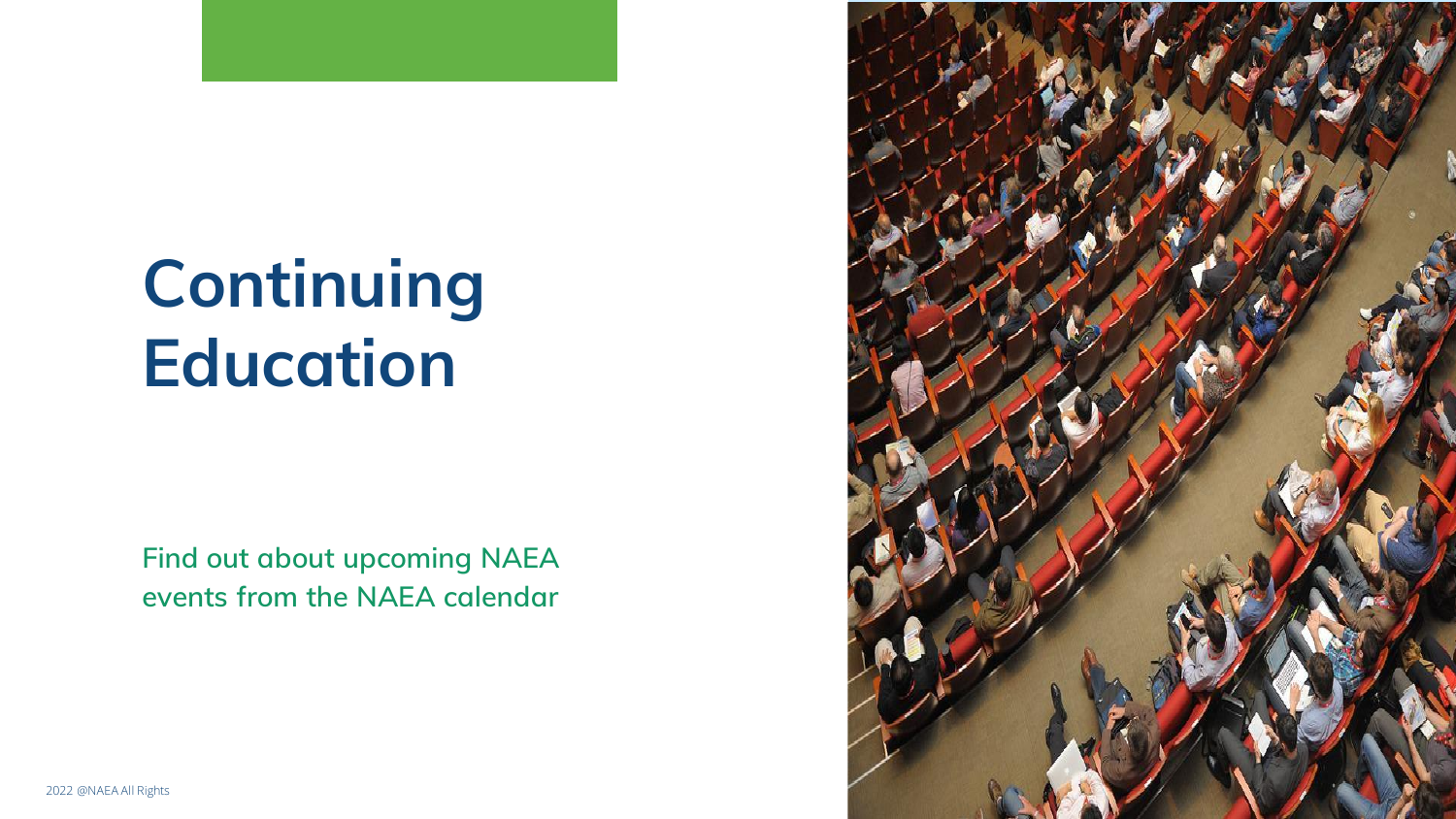# Continuing Education

Find out about upcoming NAEA events from the NAEA calendar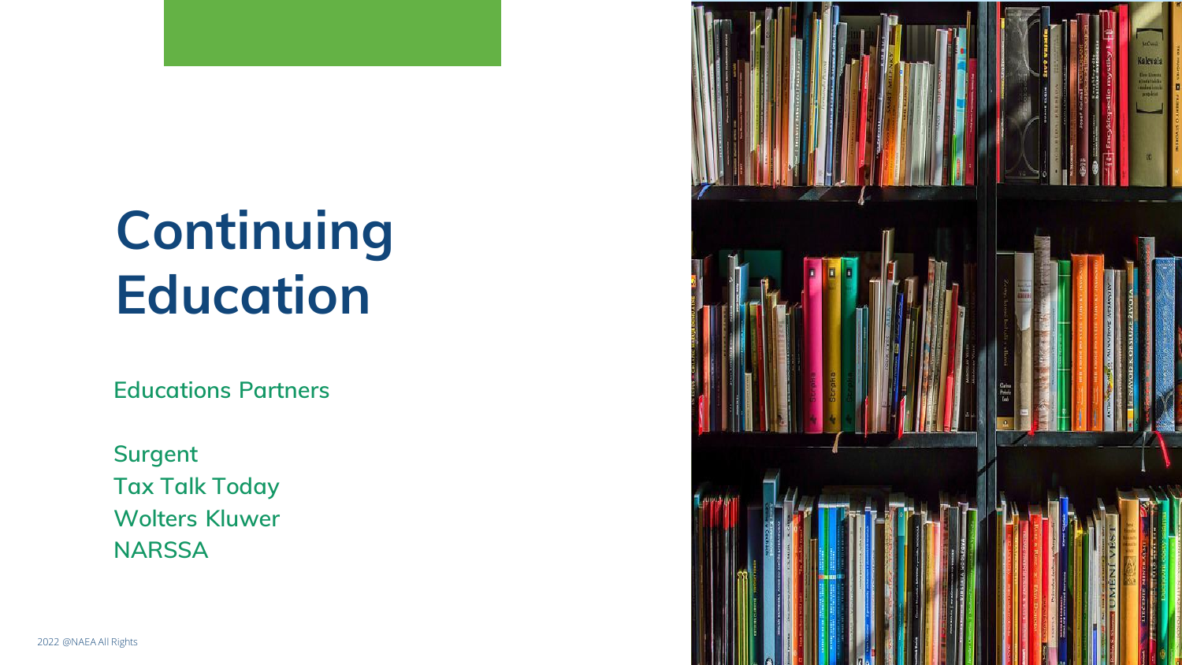# Continuing Education

Educations Partners

Surgent
Tax Talk Today
Wolters Kluwer
NARSSA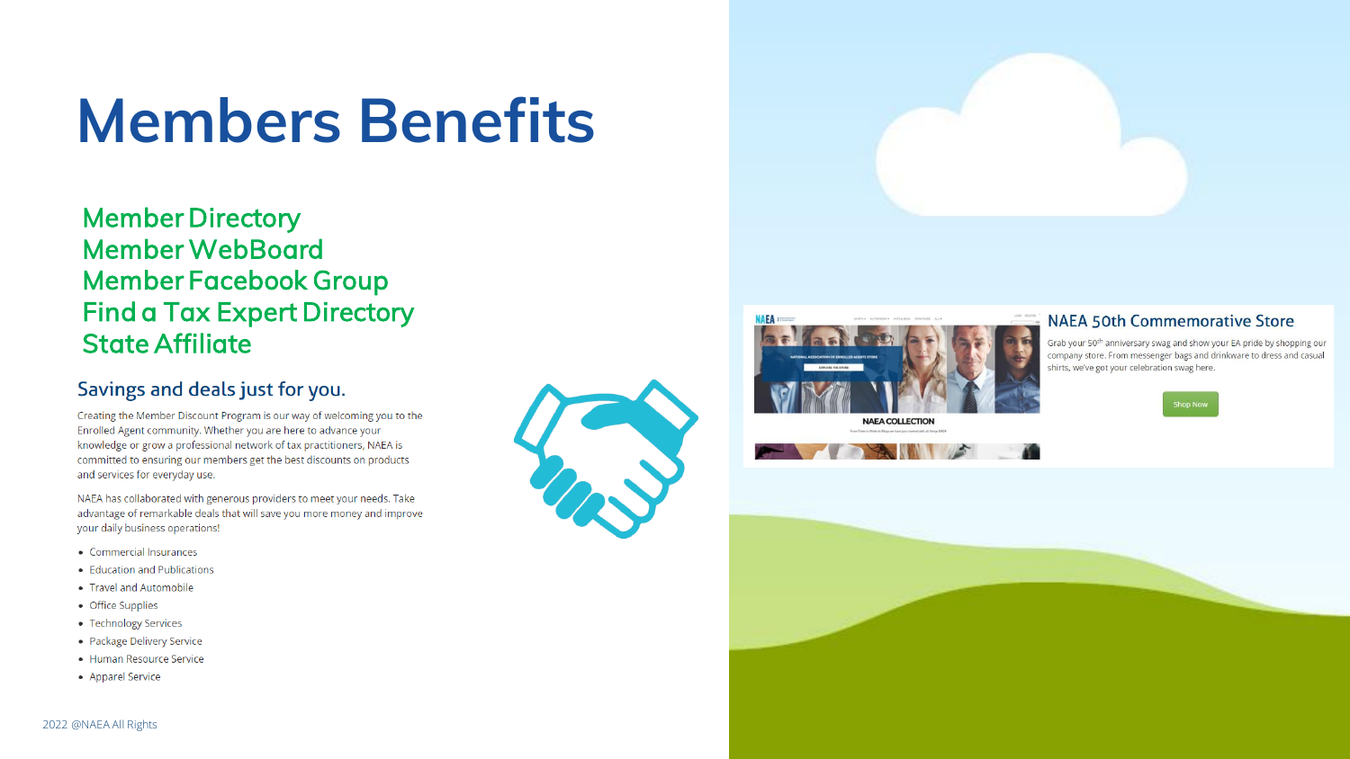# Members Benefits

Member Directory
Member WebBoard
Member Facebook Group
Find a Tax Expert Directory
State Affiliate

## Savings and deals just for you.

Creating the Member Discount Program is our way of welcoming you to the Enrolled Agent community. Whether you are here to advance your knowledge or grow a professional network of tax practitioners, NAEA is committed to ensuring our members get the best discounts on products and services for everyday use.

NAEA has collaborated with generous providers to meet your needs. Take advantage of remarkable deals that will save you more money and improve your daily business operations!

- Commercial Insurances
- Education and Publications
- Travel and Automobile
- Office Supplies
- Technology Services
- Package Delivery Service
- Human Resource Service
- Apparel Service

## NAEA 50th Commemorative Store

Grab your 50th anniversary swag and show your EA pride by shopping our company store. From messenger bags and drinkware to dress and casual shirts, we've got your celebration swag here.

Shop Now

2022 @NAEA All Rights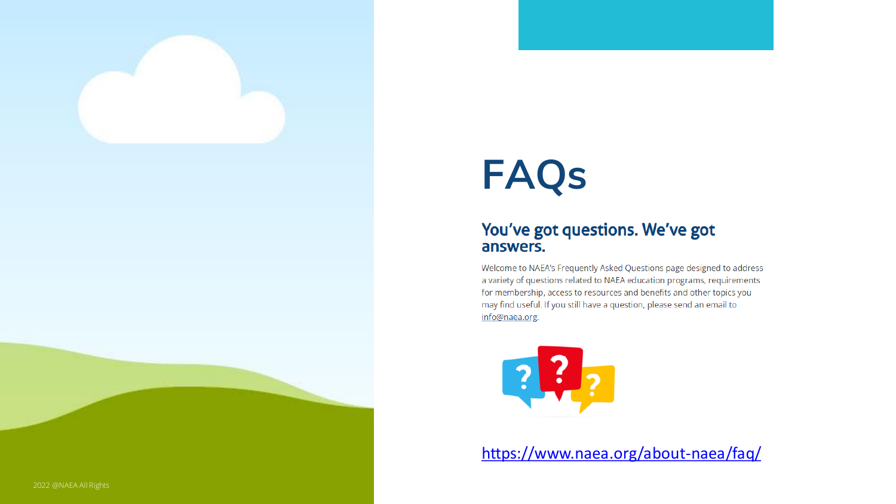# FAQs

## You've got questions. We've got answers.

Welcome to NAEA's Frequently Asked Questions page designed to address a variety of questions related to NAEA education programs, requirements for membership, access to resources and benefits and other topics you may find useful. If you still have a question, please send an email to info@naea.org.

https://www.naea.org/about-naea/faq/

2022 @NAEA All Rights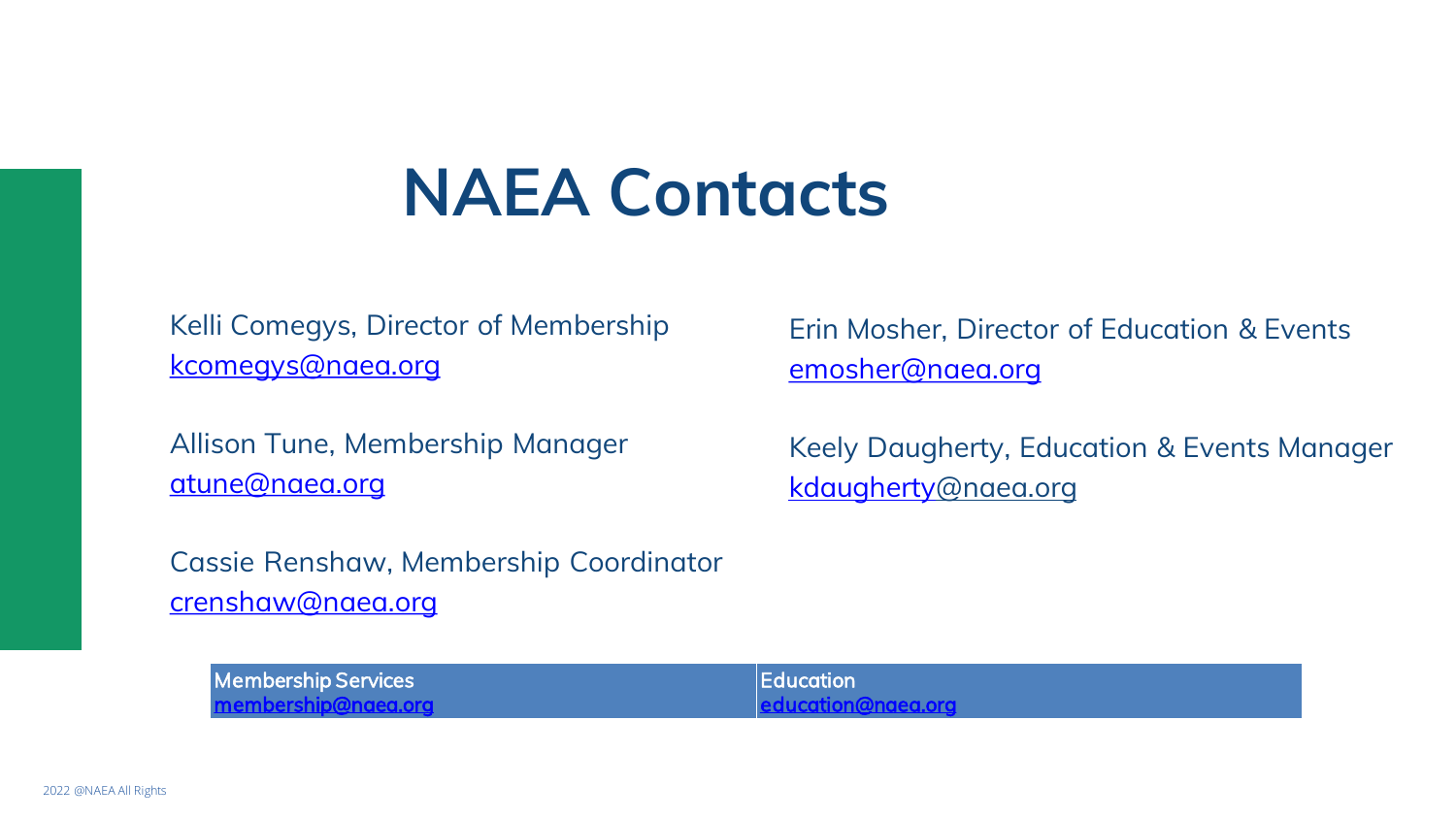# NAEA Contacts

Kelli Comegys, Director of Membership
kcomegys@naea.org

Allison Tune, Membership Manager
atune@naea.org

Cassie Renshaw, Membership Coordinator
crenshaw@naea.org

Erin Mosher, Director of Education & Events
emosher@naea.org

Keely Daugherty, Education & Events Manager
kdaugherty@naea.org

| Membership Services membership@naea.org | Education education@naea.org |
| --- | --- |

2022 @NAEA All Rights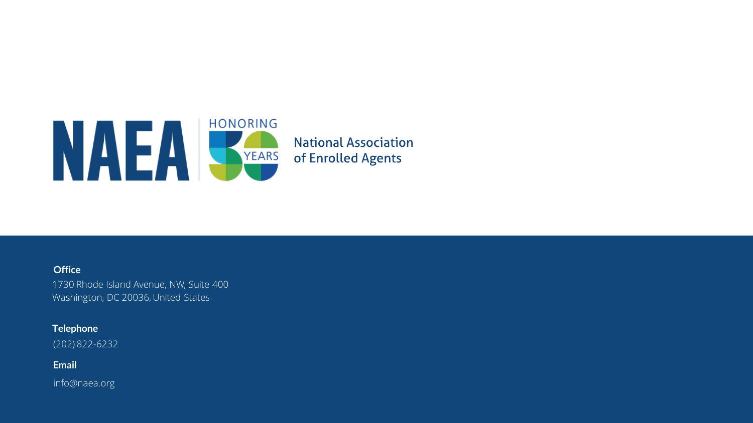NAEA | HONORING 50 YEARS

National Association of Enrolled Agents

**Office**

1730 Rhode Island Avenue, NW, Suite 400
Washington, DC 20036, United States

**Telephone**

(202) 822-6232

**Email**

info@naea.org